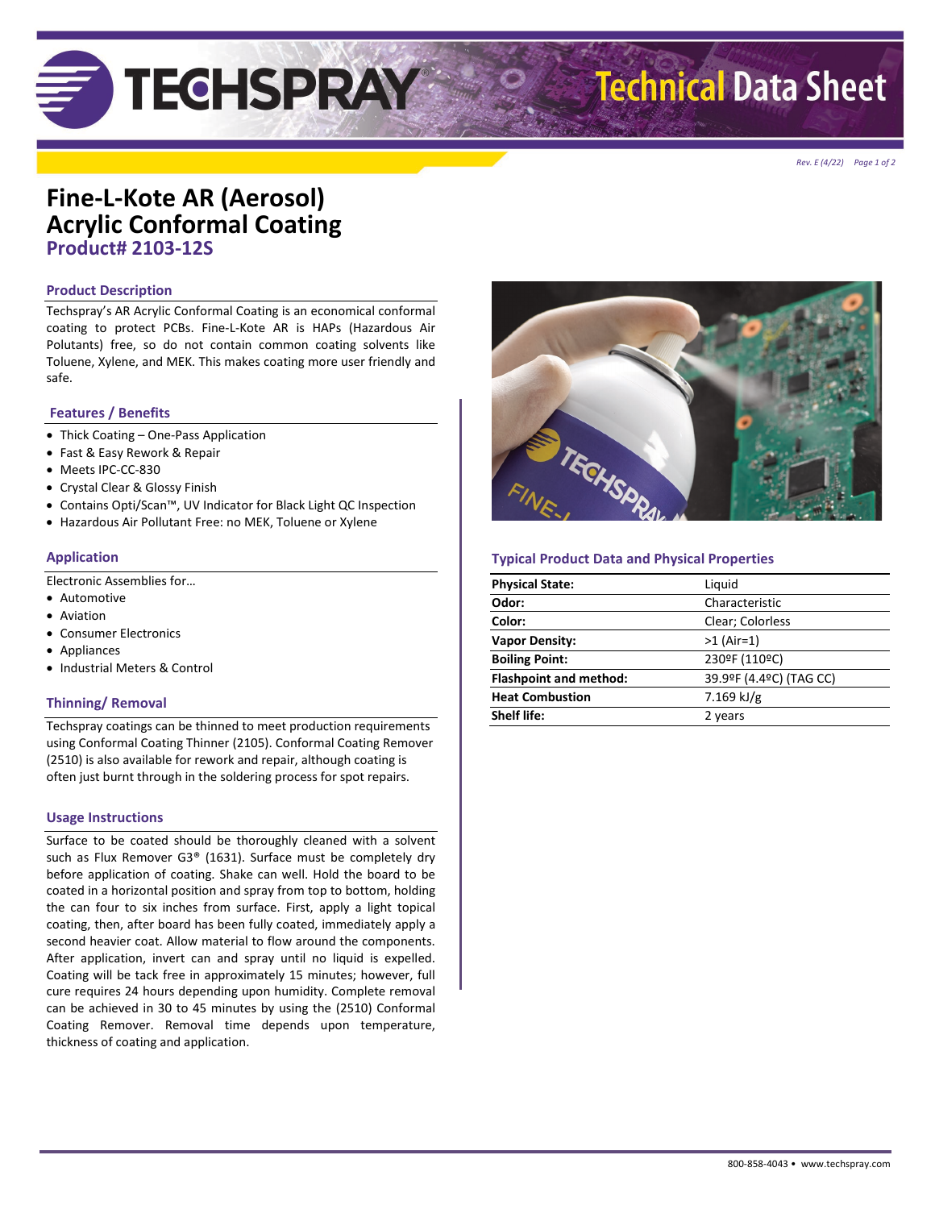# Fine-L-Kote AR (Aerosol) Acrylic Conformal Coating

## Product# 2103-12S

### Product Description

Techspray's AR Acrylic Conformal Coating is an economical conformal coating to protect PCBs. Fine-L-Kote AR is HAPs (Hazardous Air Polutants) free, so do not contain common coating solvents like Toluene, Xylene, and MEK. This makes coating more user friendly and safe.

### Features / Benefits

- Thick Coating – One-Pass Application
- Fast & Easy Rework & Repair
- Meets IPC-CC-830
- Crystal Clear & Glossy Finish
- Contains Opti/Scan™, UV Indicator for Black Light QC Inspection
- Hazardous Air Pollutant Free: no MEK, Toluene or Xylene

### Application

Electronic Assemblies for…

- Automotive
- Aviation
- Consumer Electronics
- Appliances
- Industrial Meters & Control

### Thinning/ Removal

Techspray coatings can be thinned to meet production requirements using Conformal Coating Thinner (2105). Conformal Coating Remover (2510) is also available for rework and repair, although coating is often just burnt through in the soldering process for spot repairs.

### Usage Instructions

Surface to be coated should be thoroughly cleaned with a solvent such as Flux Remover G3® (1631). Surface must be completely dry before application of coating. Shake can well. Hold the board to be coated in a horizontal position and spray from top to bottom, holding the can four to six inches from surface. First, apply a light topical coating, then, after board has been fully coated, immediately apply a second heavier coat. Allow material to flow around the components. After application, invert can and spray until no liquid is expelled. Coating will be tack free in approximately 15 minutes; however, full cure requires 24 hours depending upon humidity. Complete removal can be achieved in 30 to 45 minutes by using the (2510) Conformal Coating Remover. Removal time depends upon temperature, thickness of coating and application.

### Typical Product Data and Physical Properties

| | |
|---|---|
| **Physical State:** | Liquid |
| **Odor:** | Characteristic |
| **Color:** | Clear; Colorless |
| **Vapor Density:** | >1 (Air=1) |
| **Boiling Point:** | 230ºF (110ºC) |
| **Flashpoint and method:** | 39.9ºF (4.4ºC) (TAG CC) |
| **Heat Combustion** | 7.169 kJ/g |
| **Shelf life:** | 2 years |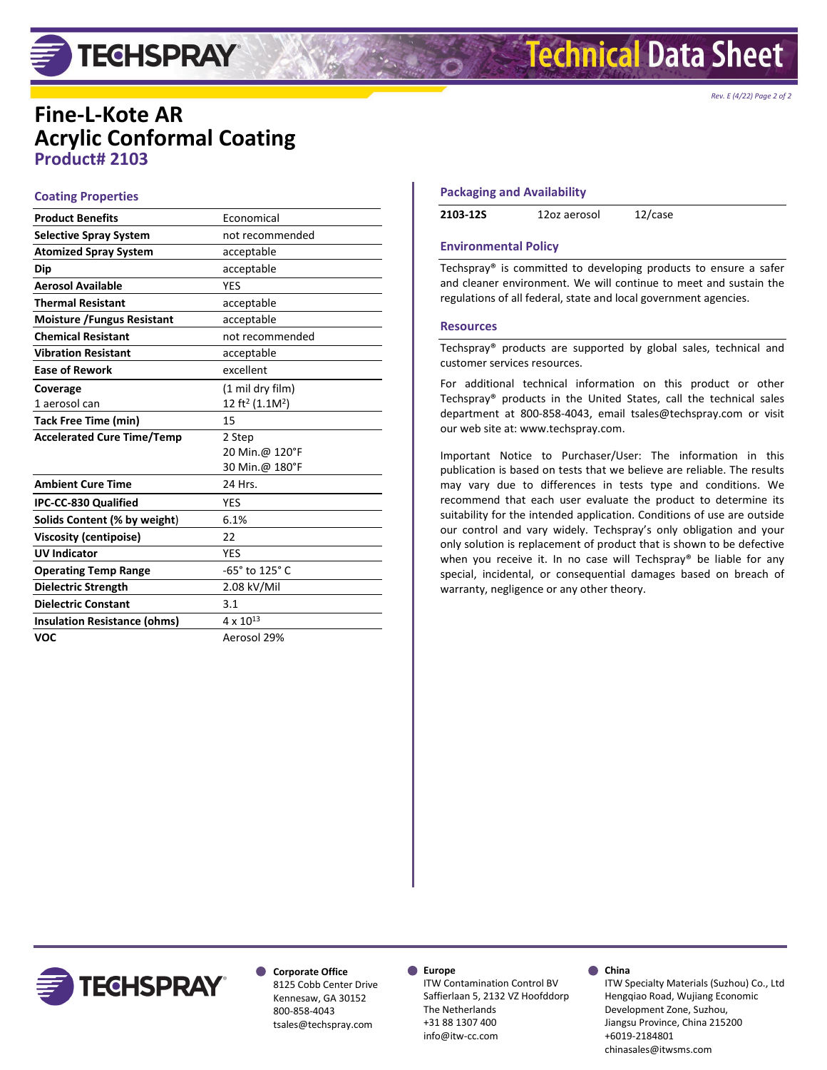# Fine-L-Kote AR
# Acrylic Conformal Coating
## Product# 2103

### Coating Properties

| | |
|---|---|
| **Product Benefits** | Economical |
| **Selective Spray System** | not recommended |
| **Atomized Spray System** | acceptable |
| **Dip** | acceptable |
| **Aerosol Available** | YES |
| **Thermal Resistant** | acceptable |
| **Moisture /Fungus Resistant** | acceptable |
| **Chemical Resistant** | not recommended |
| **Vibration Resistant** | acceptable |
| **Ease of Rework** | excellent |
| **Coverage** | (1 mil dry film) |
| 1 aerosol can | 12 ft² (1.1M²) |
| **Tack Free Time (min)** | 15 |
| **Accelerated Cure Time/Temp** | 2 Step<br>20 Min.@ 120°F<br>30 Min.@ 180°F |
| **Ambient Cure Time** | 24 Hrs. |
| **IPC-CC-830 Qualified** | YES |
| **Solids Content (% by weight)** | 6.1% |
| **Viscosity (centipoise)** | 22 |
| **UV Indicator** | YES |
| **Operating Temp Range** | -65° to 125° C |
| **Dielectric Strength** | 2.08 kV/Mil |
| **Dielectric Constant** | 3.1 |
| **Insulation Resistance (ohms)** | $4 \times 10^{13}$ |
| **VOC** | Aerosol 29% |

### Packaging and Availability

| | | |
|---|---|---|
| **2103-12S** | 12oz aerosol | 12/case |

### Environmental Policy

Techspray® is committed to developing products to ensure a safer and cleaner environment. We will continue to meet and sustain the regulations of all federal, state and local government agencies.

### Resources

Techspray® products are supported by global sales, technical and customer services resources.

For additional technical information on this product or other Techspray® products in the United States, call the technical sales department at 800-858-4043, email tsales@techspray.com or visit our web site at: www.techspray.com.

Important Notice to Purchaser/User: The information in this publication is based on tests that we believe are reliable. The results may vary due to differences in tests type and conditions. We recommend that each user evaluate the product to determine its suitability for the intended application. Conditions of use are outside our control and vary widely. Techspray's only obligation and your only solution is replacement of product that is shown to be defective when you receive it. In no case will Techspray® be liable for any special, incidental, or consequential damages based on breach of warranty, negligence or any other theory.

**Corporate Office**
8125 Cobb Center Drive
Kennesaw, GA 30152
800-858-4043
tsales@techspray.com

**Europe**
ITW Contamination Control BV
Saffierlaan 5, 2132 VZ Hoofddorp
The Netherlands
+31 88 1307 400
info@itw-cc.com

**China**
ITW Specialty Materials (Suzhou) Co., Ltd
Hengqiao Road, Wujiang Economic
Development Zone, Suzhou,
Jiangsu Province, China 215200
+6019-2184801
chinasales@itwsms.com